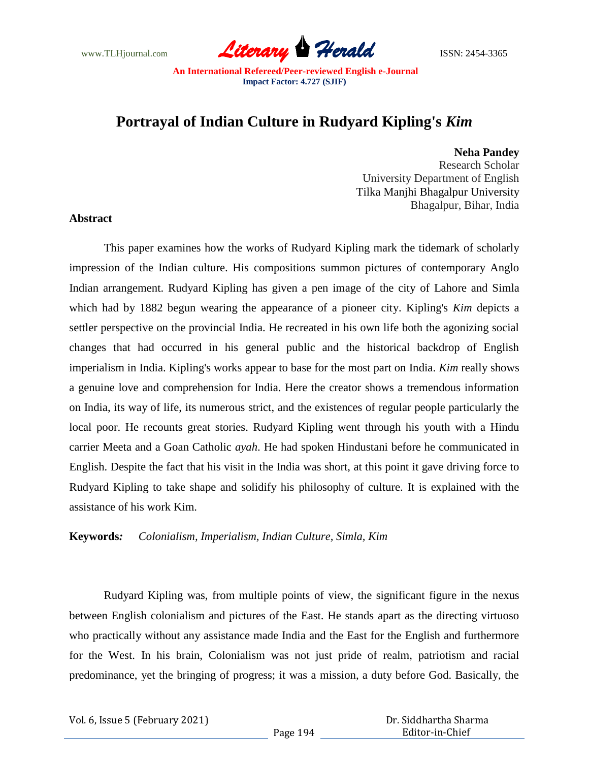# Portrayal of Indian Culture in Rudyard Kipling's *Kim*

**Neha Pandey**
Research Scholar
University Department of English
Tilka Manjhi Bhagalpur University
Bhagalpur, Bihar, India

### Abstract

This paper examines how the works of Rudyard Kipling mark the tidemark of scholarly impression of the Indian culture. His compositions summon pictures of contemporary Anglo Indian arrangement. Rudyard Kipling has given a pen image of the city of Lahore and Simla which had by 1882 begun wearing the appearance of a pioneer city. Kipling's *Kim* depicts a settler perspective on the provincial India. He recreated in his own life both the agonizing social changes that had occurred in his general public and the historical backdrop of English imperialism in India. Kipling's works appear to base for the most part on India. *Kim* really shows a genuine love and comprehension for India. Here the creator shows a tremendous information on India, its way of life, its numerous strict, and the existences of regular people particularly the local poor. He recounts great stories. Rudyard Kipling went through his youth with a Hindu carrier Meeta and a Goan Catholic *ayah*. He had spoken Hindustani before he communicated in English. Despite the fact that his visit in the India was short, at this point it gave driving force to Rudyard Kipling to take shape and solidify his philosophy of culture. It is explained with the assistance of his work Kim.

**Keywords:** *Colonialism, Imperialism, Indian Culture, Simla, Kim*

Rudyard Kipling was, from multiple points of view, the significant figure in the nexus between English colonialism and pictures of the East. He stands apart as the directing virtuoso who practically without any assistance made India and the East for the English and furthermore for the West. In his brain, Colonialism was not just pride of realm, patriotism and racial predominance, yet the bringing of progress; it was a mission, a duty before God. Basically, the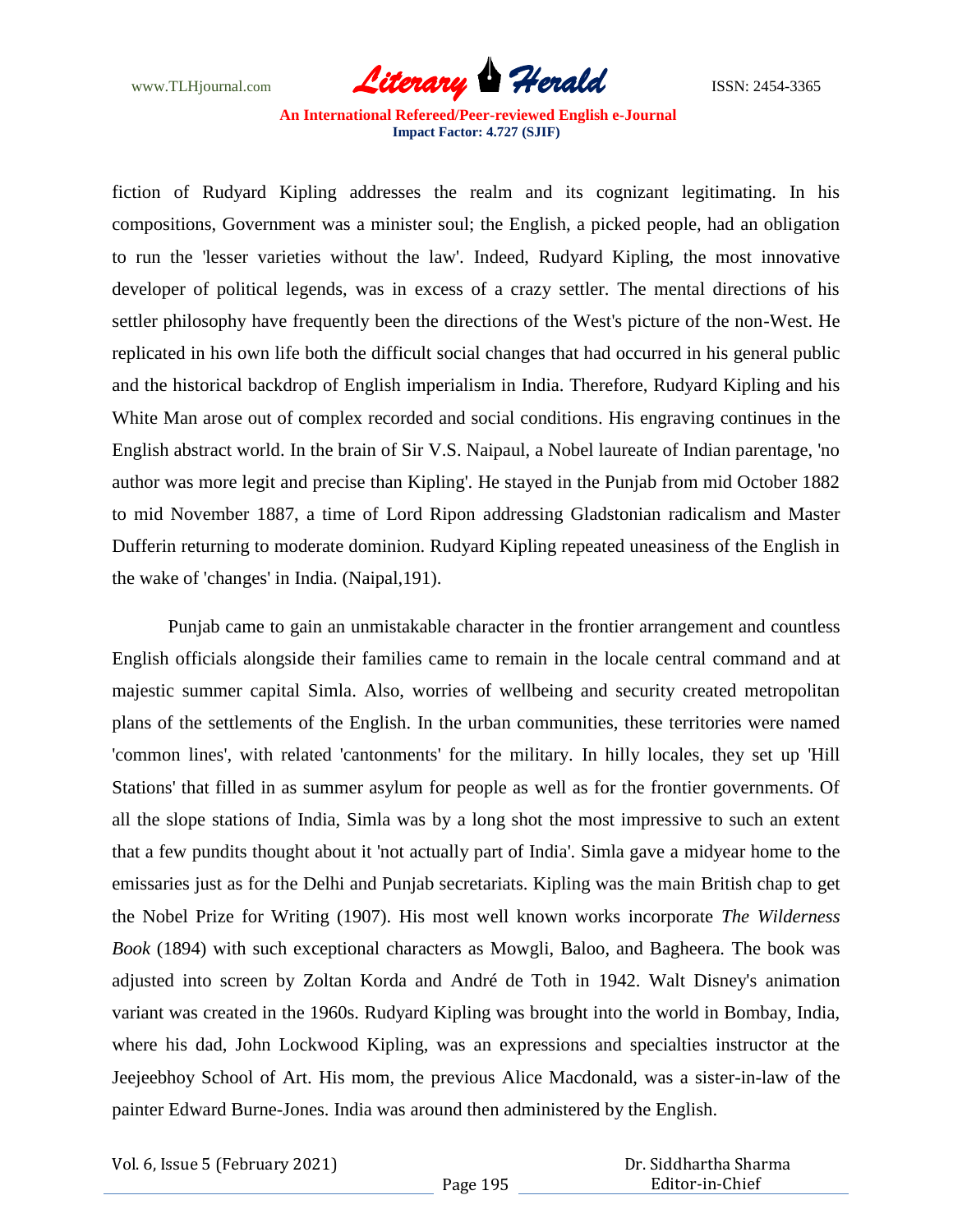fiction of Rudyard Kipling addresses the realm and its cognizant legitimating. In his compositions, Government was a minister soul; the English, a picked people, had an obligation to run the 'lesser varieties without the law'. Indeed, Rudyard Kipling, the most innovative developer of political legends, was in excess of a crazy settler. The mental directions of his settler philosophy have frequently been the directions of the West's picture of the non-West. He replicated in his own life both the difficult social changes that had occurred in his general public and the historical backdrop of English imperialism in India. Therefore, Rudyard Kipling and his White Man arose out of complex recorded and social conditions. His engraving continues in the English abstract world. In the brain of Sir V.S. Naipaul, a Nobel laureate of Indian parentage, 'no author was more legit and precise than Kipling'. He stayed in the Punjab from mid October 1882 to mid November 1887, a time of Lord Ripon addressing Gladstonian radicalism and Master Dufferin returning to moderate dominion. Rudyard Kipling repeated uneasiness of the English in the wake of 'changes' in India. (Naipal,191).

Punjab came to gain an unmistakable character in the frontier arrangement and countless English officials alongside their families came to remain in the locale central command and at majestic summer capital Simla. Also, worries of wellbeing and security created metropolitan plans of the settlements of the English. In the urban communities, these territories were named 'common lines', with related 'cantonments' for the military. In hilly locales, they set up 'Hill Stations' that filled in as summer asylum for people as well as for the frontier governments. Of all the slope stations of India, Simla was by a long shot the most impressive to such an extent that a few pundits thought about it 'not actually part of India'. Simla gave a midyear home to the emissaries just as for the Delhi and Punjab secretariats. Kipling was the main British chap to get the Nobel Prize for Writing (1907). His most well known works incorporate *The Wilderness Book* (1894) with such exceptional characters as Mowgli, Baloo, and Bagheera. The book was adjusted into screen by Zoltan Korda and André de Toth in 1942. Walt Disney's animation variant was created in the 1960s. Rudyard Kipling was brought into the world in Bombay, India, where his dad, John Lockwood Kipling, was an expressions and specialties instructor at the Jeejeebhoy School of Art. His mom, the previous Alice Macdonald, was a sister-in-law of the painter Edward Burne-Jones. India was around then administered by the English.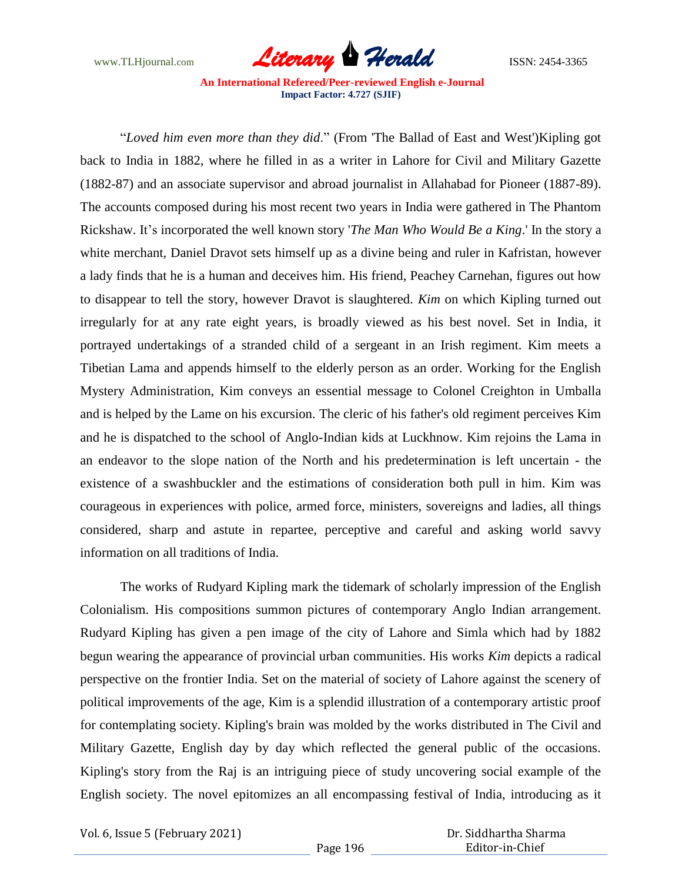"*Loved him even more than they did*." (From 'The Ballad of East and West')Kipling got back to India in 1882, where he filled in as a writer in Lahore for Civil and Military Gazette (1882-87) and an associate supervisor and abroad journalist in Allahabad for Pioneer (1887-89). The accounts composed during his most recent two years in India were gathered in The Phantom Rickshaw. It's incorporated the well known story '*The Man Who Would Be a King*.' In the story a white merchant, Daniel Dravot sets himself up as a divine being and ruler in Kafristan, however a lady finds that he is a human and deceives him. His friend, Peachey Carnehan, figures out how to disappear to tell the story, however Dravot is slaughtered. *Kim* on which Kipling turned out irregularly for at any rate eight years, is broadly viewed as his best novel. Set in India, it portrayed undertakings of a stranded child of a sergeant in an Irish regiment. Kim meets a Tibetian Lama and appends himself to the elderly person as an order. Working for the English Mystery Administration, Kim conveys an essential message to Colonel Creighton in Umballa and is helped by the Lame on his excursion. The cleric of his father's old regiment perceives Kim and he is dispatched to the school of Anglo-Indian kids at Luckhnow. Kim rejoins the Lama in an endeavor to the slope nation of the North and his predetermination is left uncertain - the existence of a swashbuckler and the estimations of consideration both pull in him. Kim was courageous in experiences with police, armed force, ministers, sovereigns and ladies, all things considered, sharp and astute in repartee, perceptive and careful and asking world savvy information on all traditions of India.

The works of Rudyard Kipling mark the tidemark of scholarly impression of the English Colonialism. His compositions summon pictures of contemporary Anglo Indian arrangement. Rudyard Kipling has given a pen image of the city of Lahore and Simla which had by 1882 begun wearing the appearance of provincial urban communities. His works *Kim* depicts a radical perspective on the frontier India. Set on the material of society of Lahore against the scenery of political improvements of the age, Kim is a splendid illustration of a contemporary artistic proof for contemplating society. Kipling's brain was molded by the works distributed in The Civil and Military Gazette, English day by day which reflected the general public of the occasions. Kipling's story from the Raj is an intriguing piece of study uncovering social example of the English society. The novel epitomizes an all encompassing festival of India, introducing as it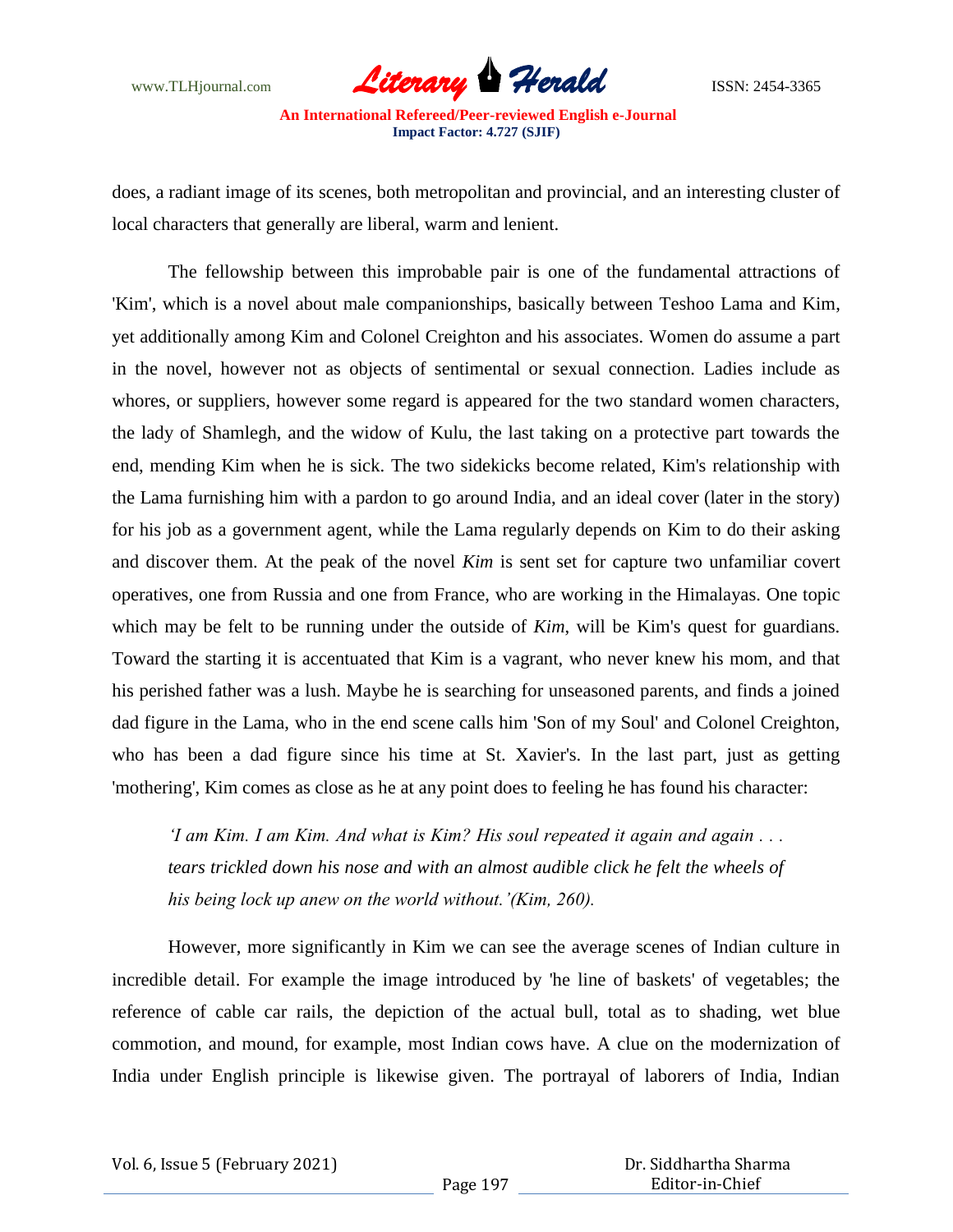does, a radiant image of its scenes, both metropolitan and provincial, and an interesting cluster of local characters that generally are liberal, warm and lenient.

The fellowship between this improbable pair is one of the fundamental attractions of 'Kim', which is a novel about male companionships, basically between Teshoo Lama and Kim, yet additionally among Kim and Colonel Creighton and his associates. Women do assume a part in the novel, however not as objects of sentimental or sexual connection. Ladies include as whores, or suppliers, however some regard is appeared for the two standard women characters, the lady of Shamlegh, and the widow of Kulu, the last taking on a protective part towards the end, mending Kim when he is sick. The two sidekicks become related, Kim's relationship with the Lama furnishing him with a pardon to go around India, and an ideal cover (later in the story) for his job as a government agent, while the Lama regularly depends on Kim to do their asking and discover them. At the peak of the novel *Kim* is sent set for capture two unfamiliar covert operatives, one from Russia and one from France, who are working in the Himalayas. One topic which may be felt to be running under the outside of *Kim*, will be Kim's quest for guardians. Toward the starting it is accentuated that Kim is a vagrant, who never knew his mom, and that his perished father was a lush. Maybe he is searching for unseasoned parents, and finds a joined dad figure in the Lama, who in the end scene calls him 'Son of my Soul' and Colonel Creighton, who has been a dad figure since his time at St. Xavier's. In the last part, just as getting 'mothering', Kim comes as close as he at any point does to feeling he has found his character:

> *'I am Kim. I am Kim. And what is Kim? His soul repeated it again and again . . . tears trickled down his nose and with an almost audible click he felt the wheels of his being lock up anew on the world without.'(Kim, 260).*

However, more significantly in Kim we can see the average scenes of Indian culture in incredible detail. For example the image introduced by 'he line of baskets' of vegetables; the reference of cable car rails, the depiction of the actual bull, total as to shading, wet blue commotion, and mound, for example, most Indian cows have. A clue on the modernization of India under English principle is likewise given. The portrayal of laborers of India, Indian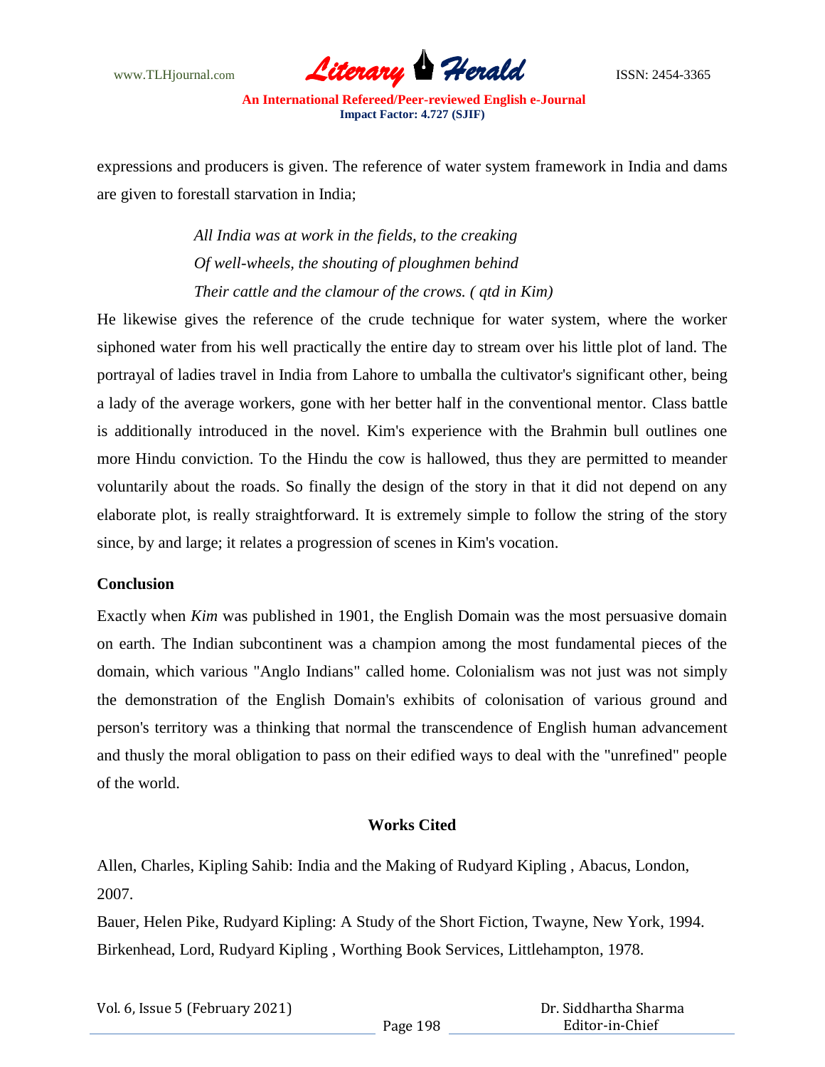expressions and producers is given. The reference of water system framework in India and dams are given to forestall starvation in India;

> *All India was at work in the fields, to the creaking*
> *Of well-wheels, the shouting of ploughmen behind*
> *Their cattle and the clamour of the crows. ( qtd in Kim)*

He likewise gives the reference of the crude technique for water system, where the worker siphoned water from his well practically the entire day to stream over his little plot of land. The portrayal of ladies travel in India from Lahore to umballa the cultivator's significant other, being a lady of the average workers, gone with her better half in the conventional mentor. Class battle is additionally introduced in the novel. Kim's experience with the Brahmin bull outlines one more Hindu conviction. To the Hindu the cow is hallowed, thus they are permitted to meander voluntarily about the roads. So finally the design of the story in that it did not depend on any elaborate plot, is really straightforward. It is extremely simple to follow the string of the story since, by and large; it relates a progression of scenes in Kim's vocation.

## Conclusion

Exactly when *Kim* was published in 1901, the English Domain was the most persuasive domain on earth. The Indian subcontinent was a champion among the most fundamental pieces of the domain, which various "Anglo Indians" called home. Colonialism was not just was not simply the demonstration of the English Domain's exhibits of colonisation of various ground and person's territory was a thinking that normal the transcendence of English human advancement and thusly the moral obligation to pass on their edified ways to deal with the "unrefined" people of the world.

## Works Cited

Allen, Charles, Kipling Sahib: India and the Making of Rudyard Kipling , Abacus, London, 2007.

Bauer, Helen Pike, Rudyard Kipling: A Study of the Short Fiction, Twayne, New York, 1994.

Birkenhead, Lord, Rudyard Kipling , Worthing Book Services, Littlehampton, 1978.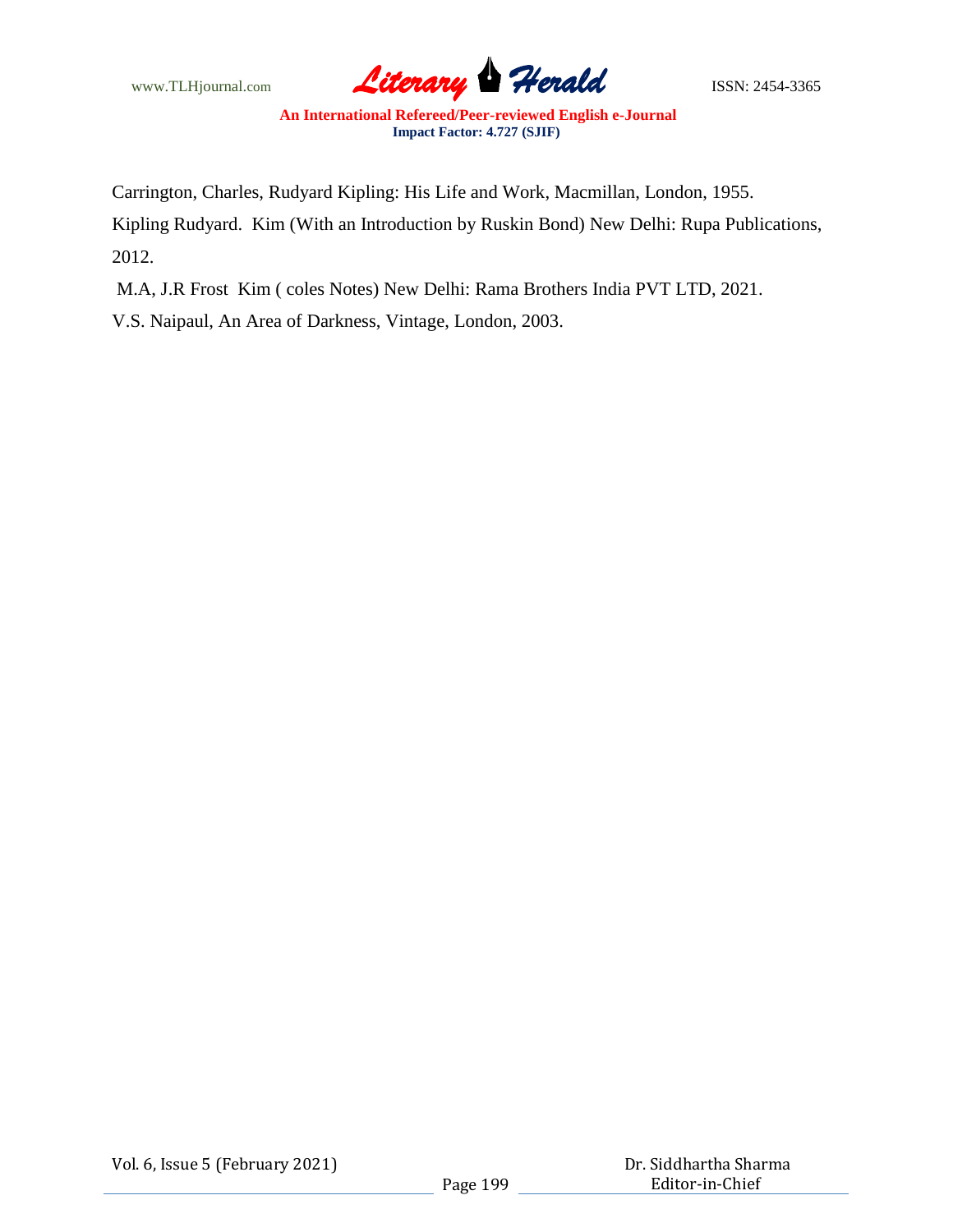Carrington, Charles, Rudyard Kipling: His Life and Work, Macmillan, London, 1955.

Kipling Rudyard. Kim (With an Introduction by Ruskin Bond) New Delhi: Rupa Publications, 2012.

M.A, J.R Frost Kim ( coles Notes) New Delhi: Rama Brothers India PVT LTD, 2021.

V.S. Naipaul, An Area of Darkness, Vintage, London, 2003.